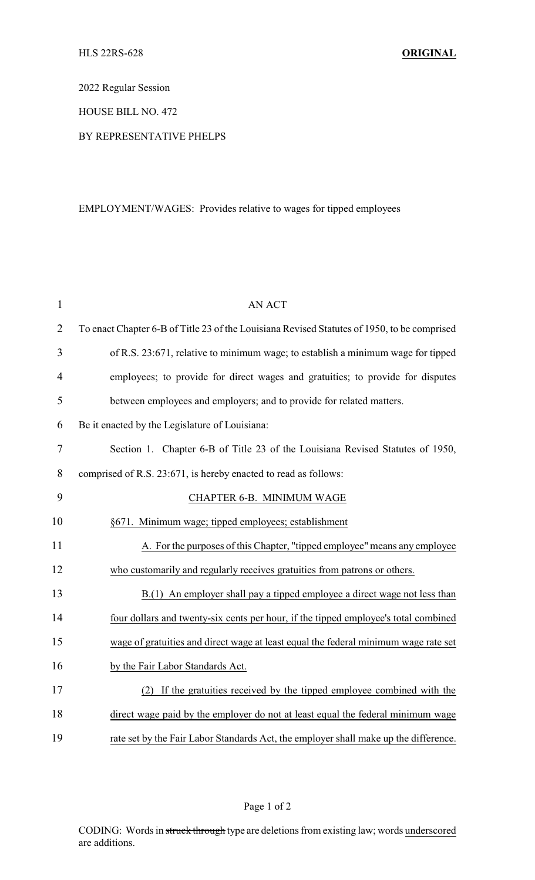HLS 22RS-628 **ORIGINAL**

2022 Regular Session

HOUSE BILL NO. 472

BY REPRESENTATIVE PHELPS

EMPLOYMENT/WAGES: Provides relative to wages for tipped employees

AN ACT

To enact Chapter 6-B of Title 23 of the Louisiana Revised Statutes of 1950, to be comprised of R.S. 23:671, relative to minimum wage; to establish a minimum wage for tipped employees; to provide for direct wages and gratuities; to provide for disputes between employees and employers; and to provide for related matters.

Be it enacted by the Legislature of Louisiana:

Section 1. Chapter 6-B of Title 23 of the Louisiana Revised Statutes of 1950, comprised of R.S. 23:671, is hereby enacted to read as follows:

<u>CHAPTER 6-B. MINIMUM WAGE</u>

<u>§671. Minimum wage; tipped employees; establishment</u>

<u>A. For the purposes of this Chapter, "tipped employee" means any employee who customarily and regularly receives gratuities from patrons or others.</u>

<u>B.(1) An employer shall pay a tipped employee a direct wage not less than four dollars and twenty-six cents per hour, if the tipped employee's total combined wage of gratuities and direct wage at least equal the federal minimum wage rate set by the Fair Labor Standards Act.</u>

<u>(2) If the gratuities received by the tipped employee combined with the direct wage paid by the employer do not at least equal the federal minimum wage rate set by the Fair Labor Standards Act, the employer shall make up the difference.</u>

CODING: Words in ~~struck through~~ type are deletions from existing law; words <u>underscored</u> are additions.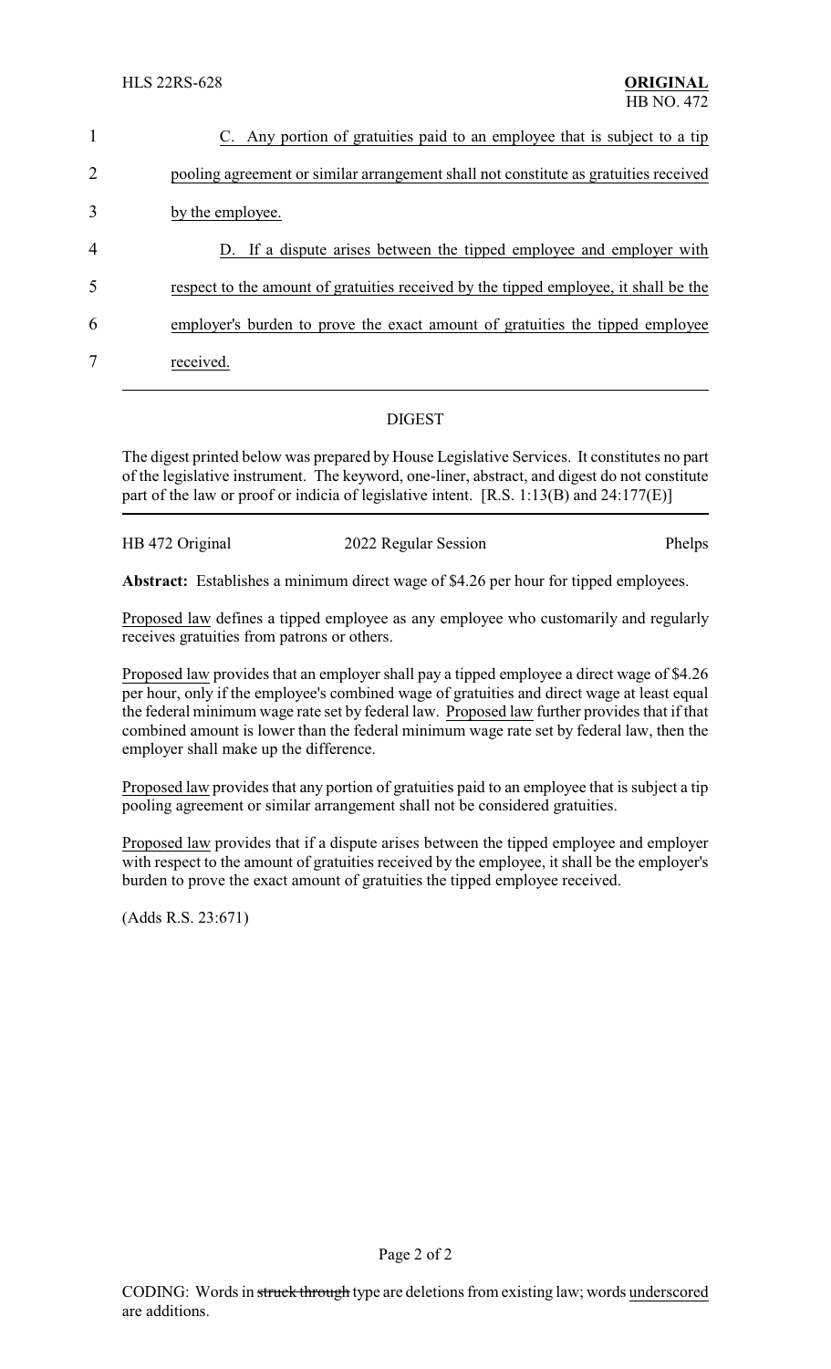C. Any portion of gratuities paid to an employee that is subject to a tip pooling agreement or similar arrangement shall not constitute as gratuities received by the employee.

D. If a dispute arises between the tipped employee and employer with respect to the amount of gratuities received by the tipped employee, it shall be the employer's burden to prove the exact amount of gratuities the tipped employee received.

## DIGEST

The digest printed below was prepared by House Legislative Services. It constitutes no part of the legislative instrument. The keyword, one-liner, abstract, and digest do not constitute part of the law or proof or indicia of legislative intent. [R.S. 1:13(B) and 24:177(E)]

HB 472 Original 2022 Regular Session Phelps

**Abstract:** Establishes a minimum direct wage of $4.26 per hour for tipped employees.

Proposed law defines a tipped employee as any employee who customarily and regularly receives gratuities from patrons or others.

Proposed law provides that an employer shall pay a tipped employee a direct wage of $4.26 per hour, only if the employee's combined wage of gratuities and direct wage at least equal the federal minimum wage rate set by federal law. Proposed law further provides that if that combined amount is lower than the federal minimum wage rate set by federal law, then the employer shall make up the difference.

Proposed law provides that any portion of gratuities paid to an employee that is subject a tip pooling agreement or similar arrangement shall not be considered gratuities.

Proposed law provides that if a dispute arises between the tipped employee and employer with respect to the amount of gratuities received by the employee, it shall be the employer's burden to prove the exact amount of gratuities the tipped employee received.

(Adds R.S. 23:671)

CODING: Words in ~~struck through~~ type are deletions from existing law; words underscored are additions.